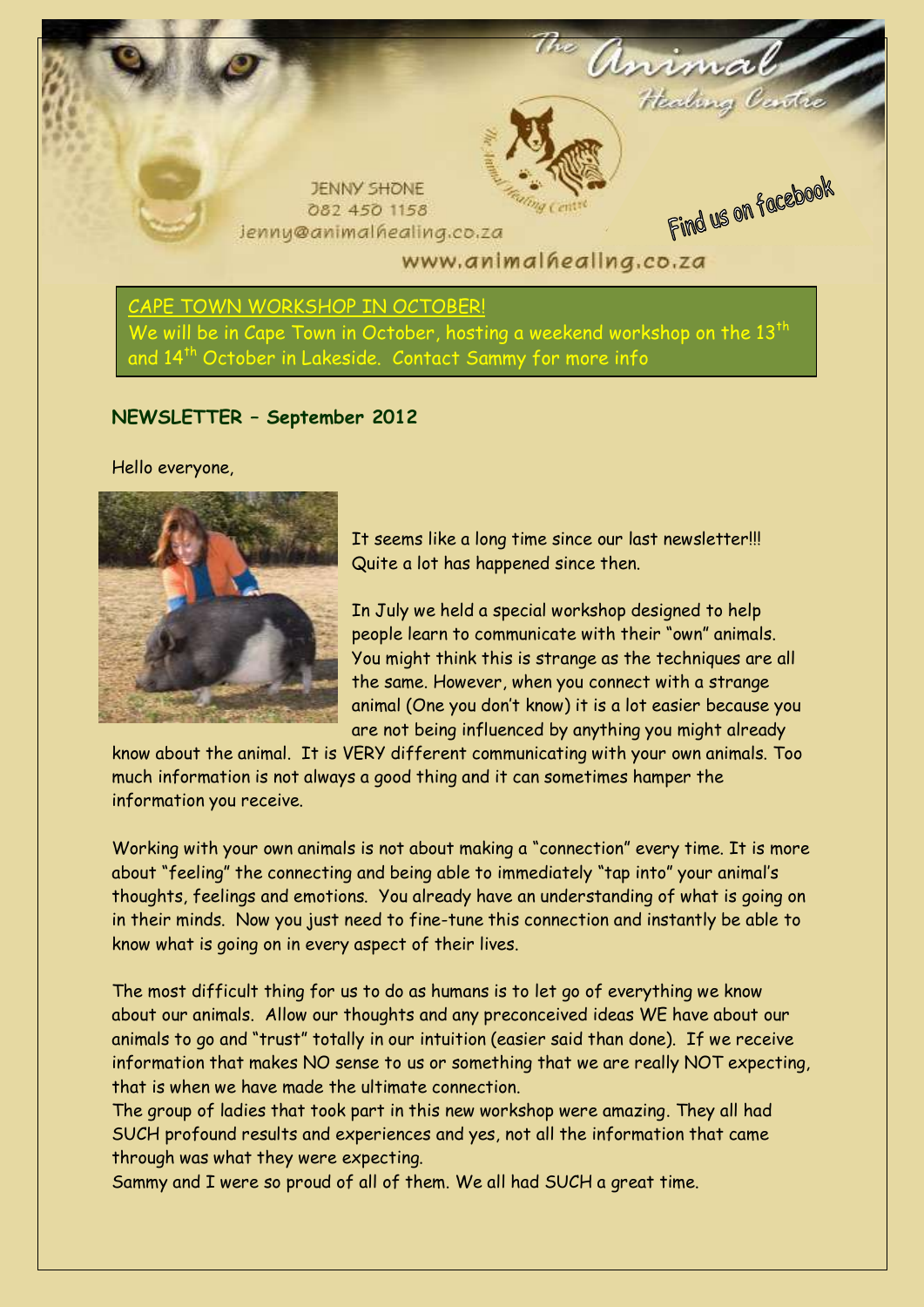The Animal Healing Centre

JENNY SHONE
082 450 1158
jenny@animalhealing.co.za

www.animalhealing.co.za

Find us on facebook

CAPE TOWN WORKSHOP IN OCTOBER!

We will be in Cape Town in October, hosting a weekend workshop on the 13th and 14th October in Lakeside. Contact Sammy for more info

## NEWSLETTER – September 2012

Hello everyone,

It seems like a long time since our last newsletter!!! Quite a lot has happened since then.

In July we held a special workshop designed to help people learn to communicate with their "own" animals. You might think this is strange as the techniques are all the same. However, when you connect with a strange animal (One you don't know) it is a lot easier because you are not being influenced by anything you might already know about the animal. It is VERY different communicating with your own animals. Too much information is not always a good thing and it can sometimes hamper the information you receive.

Working with your own animals is not about making a "connection" every time. It is more about "feeling" the connecting and being able to immediately "tap into" your animal's thoughts, feelings and emotions. You already have an understanding of what is going on in their minds. Now you just need to fine-tune this connection and instantly be able to know what is going on in every aspect of their lives.

The most difficult thing for us to do as humans is to let go of everything we know about our animals. Allow our thoughts and any preconceived ideas WE have about our animals to go and "trust" totally in our intuition (easier said than done). If we receive information that makes NO sense to us or something that we are really NOT expecting, that is when we have made the ultimate connection.
The group of ladies that took part in this new workshop were amazing. They all had SUCH profound results and experiences and yes, not all the information that came through was what they were expecting.
Sammy and I were so proud of all of them. We all had SUCH a great time.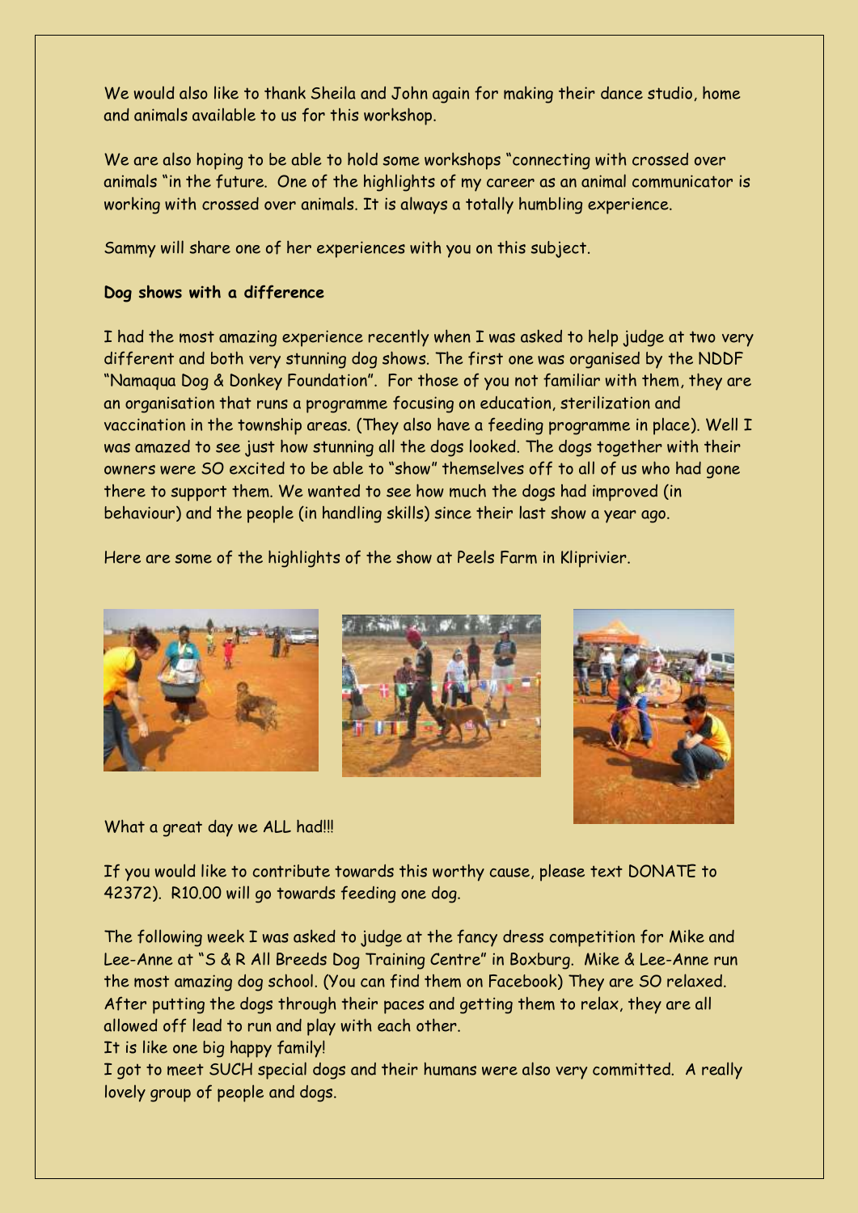We would also like to thank Sheila and John again for making their dance studio, home and animals available to us for this workshop.

We are also hoping to be able to hold some workshops "connecting with crossed over animals "in the future. One of the highlights of my career as an animal communicator is working with crossed over animals. It is always a totally humbling experience.

Sammy will share one of her experiences with you on this subject.

**Dog shows with a difference**

I had the most amazing experience recently when I was asked to help judge at two very different and both very stunning dog shows. The first one was organised by the NDDF "Namaqua Dog & Donkey Foundation". For those of you not familiar with them, they are an organisation that runs a programme focusing on education, sterilization and vaccination in the township areas. (They also have a feeding programme in place). Well I was amazed to see just how stunning all the dogs looked. The dogs together with their owners were SO excited to be able to "show" themselves off to all of us who had gone there to support them. We wanted to see how much the dogs had improved (in behaviour) and the people (in handling skills) since their last show a year ago.

Here are some of the highlights of the show at Peels Farm in Kliprivier.

What a great day we ALL had!!!

If you would like to contribute towards this worthy cause, please text DONATE to 42372). R10.00 will go towards feeding one dog.

The following week I was asked to judge at the fancy dress competition for Mike and Lee-Anne at "S & R All Breeds Dog Training Centre" in Boxburg. Mike & Lee-Anne run the most amazing dog school. (You can find them on Facebook) They are SO relaxed. After putting the dogs through their paces and getting them to relax, they are all allowed off lead to run and play with each other.
It is like one big happy family!
I got to meet SUCH special dogs and their humans were also very committed. A really lovely group of people and dogs.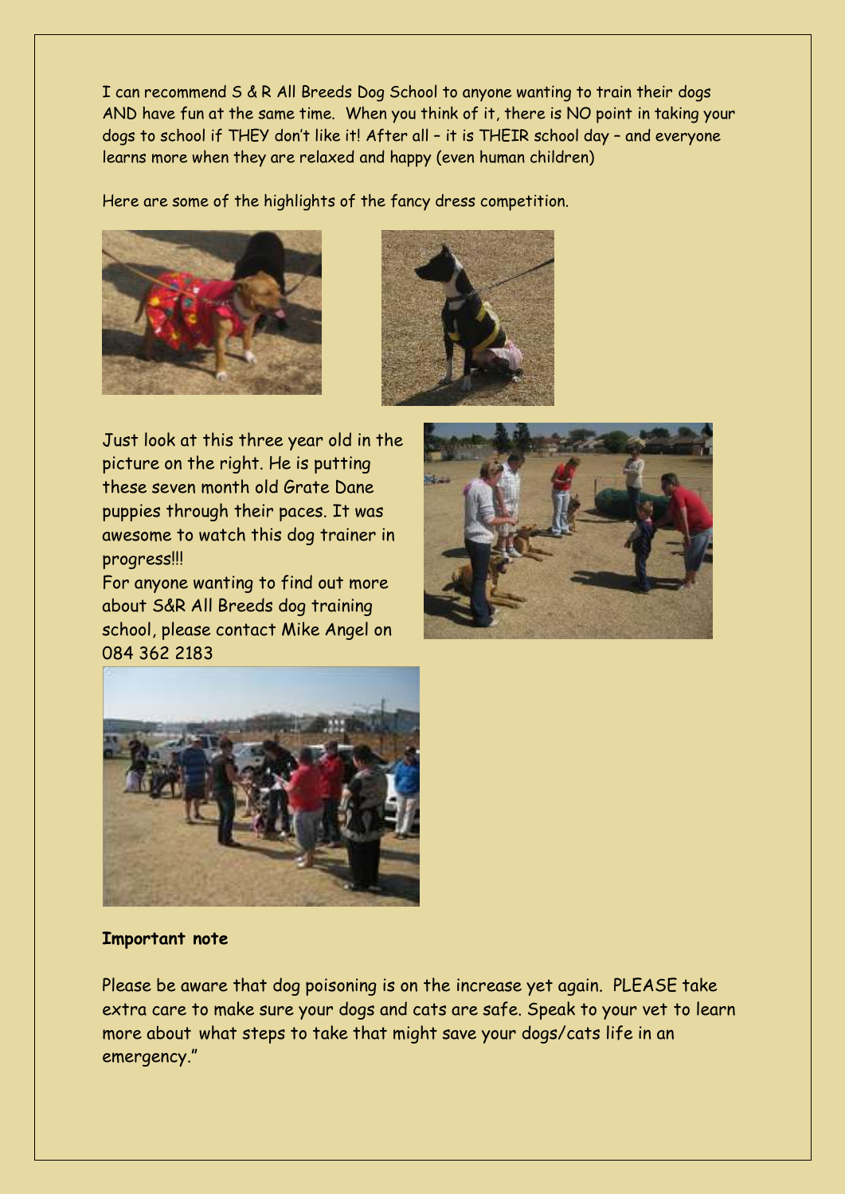I can recommend S & R All Breeds Dog School to anyone wanting to train their dogs AND have fun at the same time. When you think of it, there is NO point in taking your dogs to school if THEY don't like it! After all – it is THEIR school day – and everyone learns more when they are relaxed and happy (even human children)

Here are some of the highlights of the fancy dress competition.

Just look at this three year old in the picture on the right. He is putting these seven month old Grate Dane puppies through their paces. It was awesome to watch this dog trainer in progress!!!

For anyone wanting to find out more about S&R All Breeds dog training school, please contact Mike Angel on 084 362 2183

**Important note**

Please be aware that dog poisoning is on the increase yet again. PLEASE take extra care to make sure your dogs and cats are safe. Speak to your vet to learn more about what steps to take that might save your dogs/cats life in an emergency."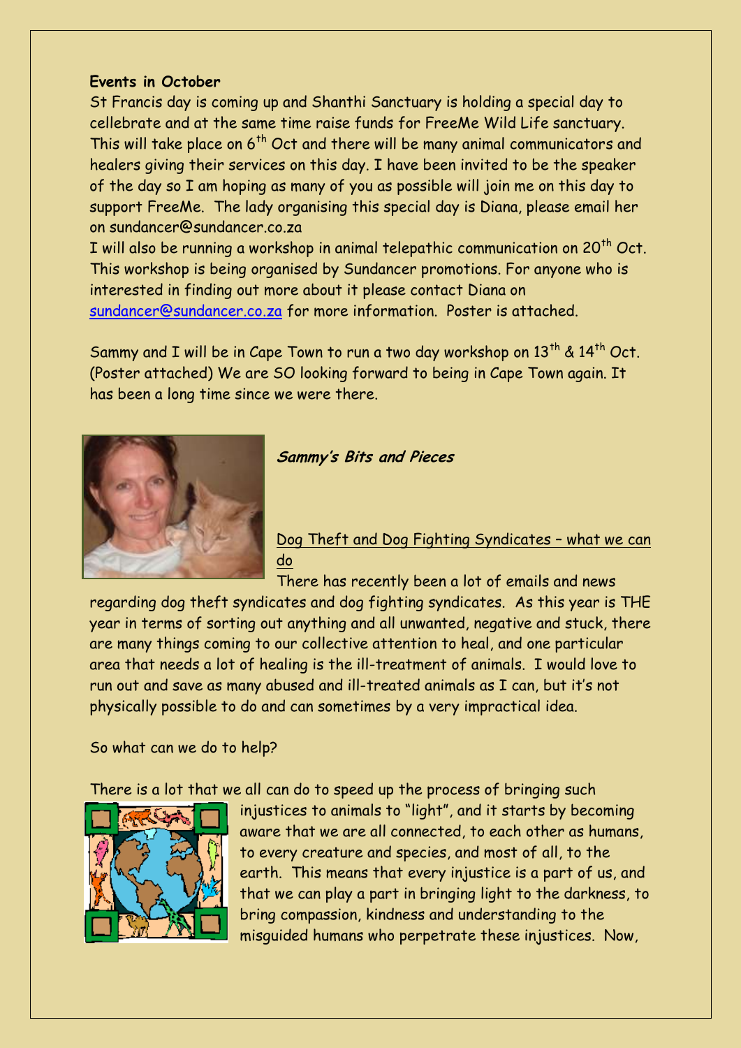**Events in October**

St Francis day is coming up and Shanthi Sanctuary is holding a special day to cellebrate and at the same time raise funds for FreeMe Wild Life sanctuary. This will take place on 6th Oct and there will be many animal communicators and healers giving their services on this day. I have been invited to be the speaker of the day so I am hoping as many of you as possible will join me on this day to support FreeMe. The lady organising this special day is Diana, please email her on sundancer@sundancer.co.za

I will also be running a workshop in animal telepathic communication on 20th Oct. This workshop is being organised by Sundancer promotions. For anyone who is interested in finding out more about it please contact Diana on sundancer@sundancer.co.za for more information. Poster is attached.

Sammy and I will be in Cape Town to run a two day workshop on 13th & 14th Oct. (Poster attached) We are SO looking forward to being in Cape Town again. It has been a long time since we were there.

***Sammy's Bits and Pieces***

Dog Theft and Dog Fighting Syndicates – what we can do

There has recently been a lot of emails and news regarding dog theft syndicates and dog fighting syndicates. As this year is THE year in terms of sorting out anything and all unwanted, negative and stuck, there are many things coming to our collective attention to heal, and one particular area that needs a lot of healing is the ill-treatment of animals. I would love to run out and save as many abused and ill-treated animals as I can, but it's not physically possible to do and can sometimes by a very impractical idea.

So what can we do to help?

There is a lot that we all can do to speed up the process of bringing such injustices to animals to "light", and it starts by becoming aware that we are all connected, to each other as humans, to every creature and species, and most of all, to the earth. This means that every injustice is a part of us, and that we can play a part in bringing light to the darkness, to bring compassion, kindness and understanding to the misguided humans who perpetrate these injustices. Now,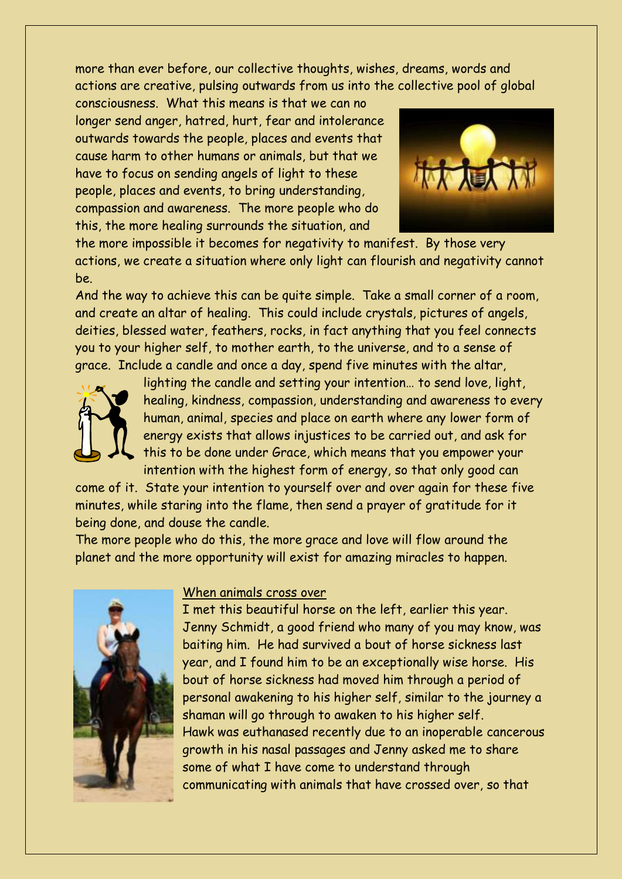more than ever before, our collective thoughts, wishes, dreams, words and actions are creative, pulsing outwards from us into the collective pool of global consciousness. What this means is that we can no longer send anger, hatred, hurt, fear and intolerance outwards towards the people, places and events that cause harm to other humans or animals, but that we have to focus on sending angels of light to these people, places and events, to bring understanding, compassion and awareness. The more people who do this, the more healing surrounds the situation, and the more impossible it becomes for negativity to manifest. By those very actions, we create a situation where only light can flourish and negativity cannot be.

And the way to achieve this can be quite simple. Take a small corner of a room, and create an altar of healing. This could include crystals, pictures of angels, deities, blessed water, feathers, rocks, in fact anything that you feel connects you to your higher self, to mother earth, to the universe, and to a sense of grace. Include a candle and once a day, spend five minutes with the altar, lighting the candle and setting your intention… to send love, light, healing, kindness, compassion, understanding and awareness to every human, animal, species and place on earth where any lower form of energy exists that allows injustices to be carried out, and ask for this to be done under Grace, which means that you empower your intention with the highest form of energy, so that only good can come of it. State your intention to yourself over and over again for these five minutes, while staring into the flame, then send a prayer of gratitude for it being done, and douse the candle.

The more people who do this, the more grace and love will flow around the planet and the more opportunity will exist for amazing miracles to happen.

<u>When animals cross over</u>

I met this beautiful horse on the left, earlier this year. Jenny Schmidt, a good friend who many of you may know, was baiting him. He had survived a bout of horse sickness last year, and I found him to be an exceptionally wise horse. His bout of horse sickness had moved him through a period of personal awakening to his higher self, similar to the journey a shaman will go through to awaken to his higher self.

Hawk was euthanased recently due to an inoperable cancerous growth in his nasal passages and Jenny asked me to share some of what I have come to understand through communicating with animals that have crossed over, so that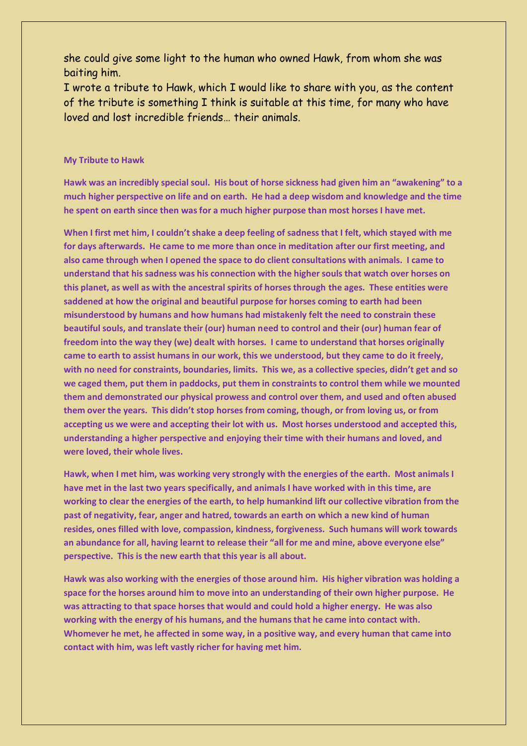she could give some light to the human who owned Hawk, from whom she was baiting him.

I wrote a tribute to Hawk, which I would like to share with you, as the content of the tribute is something I think is suitable at this time, for many who have loved and lost incredible friends… their animals.

**My Tribute to Hawk**

**Hawk was an incredibly special soul. His bout of horse sickness had given him an "awakening" to a much higher perspective on life and on earth. He had a deep wisdom and knowledge and the time he spent on earth since then was for a much higher purpose than most horses I have met.**

**When I first met him, I couldn't shake a deep feeling of sadness that I felt, which stayed with me for days afterwards. He came to me more than once in meditation after our first meeting, and also came through when I opened the space to do client consultations with animals. I came to understand that his sadness was his connection with the higher souls that watch over horses on this planet, as well as with the ancestral spirits of horses through the ages. These entities were saddened at how the original and beautiful purpose for horses coming to earth had been misunderstood by humans and how humans had mistakenly felt the need to constrain these beautiful souls, and translate their (our) human need to control and their (our) human fear of freedom into the way they (we) dealt with horses. I came to understand that horses originally came to earth to assist humans in our work, this we understood, but they came to do it freely, with no need for constraints, boundaries, limits. This we, as a collective species, didn't get and so we caged them, put them in paddocks, put them in constraints to control them while we mounted them and demonstrated our physical prowess and control over them, and used and often abused them over the years. This didn't stop horses from coming, though, or from loving us, or from accepting us we were and accepting their lot with us. Most horses understood and accepted this, understanding a higher perspective and enjoying their time with their humans and loved, and were loved, their whole lives.**

**Hawk, when I met him, was working very strongly with the energies of the earth. Most animals I have met in the last two years specifically, and animals I have worked with in this time, are working to clear the energies of the earth, to help humankind lift our collective vibration from the past of negativity, fear, anger and hatred, towards an earth on which a new kind of human resides, ones filled with love, compassion, kindness, forgiveness. Such humans will work towards an abundance for all, having learnt to release their "all for me and mine, above everyone else" perspective. This is the new earth that this year is all about.**

**Hawk was also working with the energies of those around him. His higher vibration was holding a space for the horses around him to move into an understanding of their own higher purpose. He was attracting to that space horses that would and could hold a higher energy. He was also working with the energy of his humans, and the humans that he came into contact with. Whomever he met, he affected in some way, in a positive way, and every human that came into contact with him, was left vastly richer for having met him.**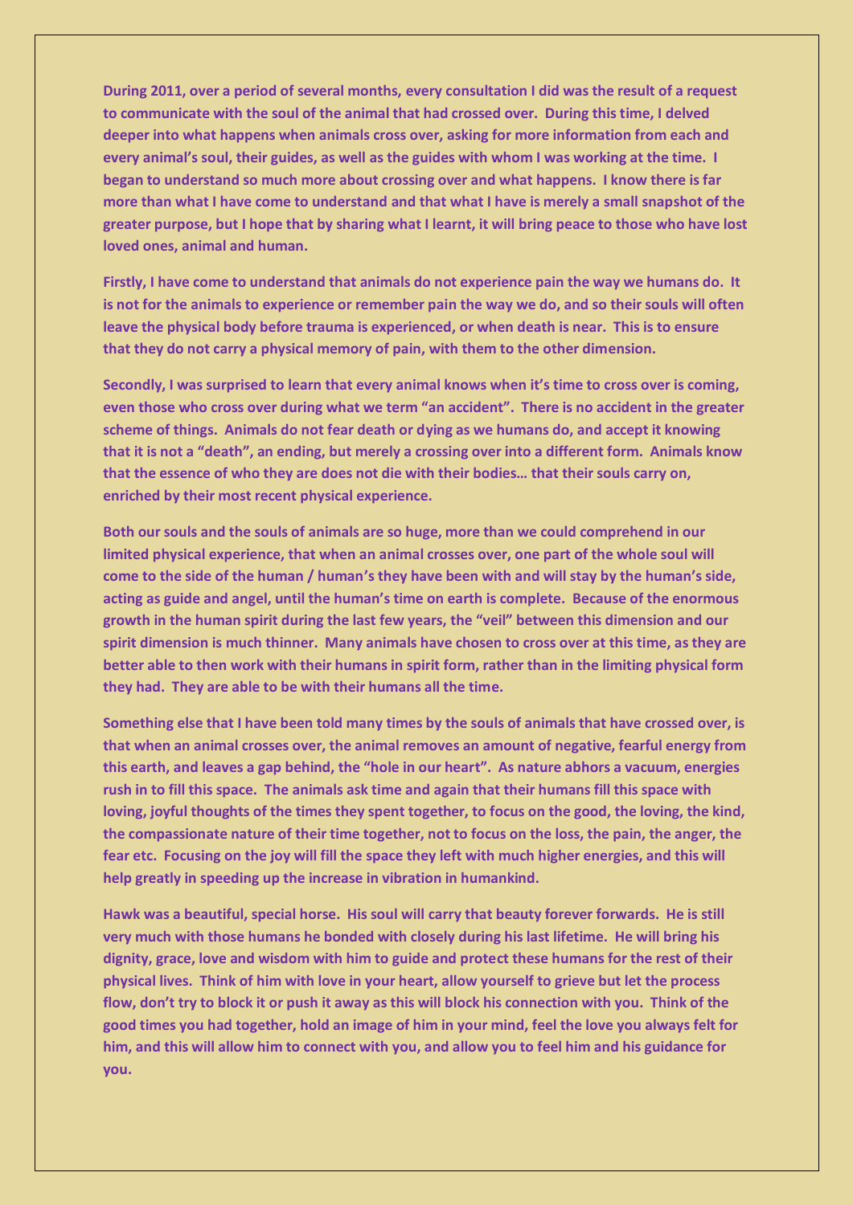**During 2011, over a period of several months, every consultation I did was the result of a request to communicate with the soul of the animal that had crossed over. During this time, I delved deeper into what happens when animals cross over, asking for more information from each and every animal's soul, their guides, as well as the guides with whom I was working at the time. I began to understand so much more about crossing over and what happens. I know there is far more than what I have come to understand and that what I have is merely a small snapshot of the greater purpose, but I hope that by sharing what I learnt, it will bring peace to those who have lost loved ones, animal and human.**

**Firstly, I have come to understand that animals do not experience pain the way we humans do. It is not for the animals to experience or remember pain the way we do, and so their souls will often leave the physical body before trauma is experienced, or when death is near. This is to ensure that they do not carry a physical memory of pain, with them to the other dimension.**

**Secondly, I was surprised to learn that every animal knows when it's time to cross over is coming, even those who cross over during what we term "an accident". There is no accident in the greater scheme of things. Animals do not fear death or dying as we humans do, and accept it knowing that it is not a "death", an ending, but merely a crossing over into a different form. Animals know that the essence of who they are does not die with their bodies… that their souls carry on, enriched by their most recent physical experience.**

**Both our souls and the souls of animals are so huge, more than we could comprehend in our limited physical experience, that when an animal crosses over, one part of the whole soul will come to the side of the human / human's they have been with and will stay by the human's side, acting as guide and angel, until the human's time on earth is complete. Because of the enormous growth in the human spirit during the last few years, the "veil" between this dimension and our spirit dimension is much thinner. Many animals have chosen to cross over at this time, as they are better able to then work with their humans in spirit form, rather than in the limiting physical form they had. They are able to be with their humans all the time.**

**Something else that I have been told many times by the souls of animals that have crossed over, is that when an animal crosses over, the animal removes an amount of negative, fearful energy from this earth, and leaves a gap behind, the "hole in our heart". As nature abhors a vacuum, energies rush in to fill this space. The animals ask time and again that their humans fill this space with loving, joyful thoughts of the times they spent together, to focus on the good, the loving, the kind, the compassionate nature of their time together, not to focus on the loss, the pain, the anger, the fear etc. Focusing on the joy will fill the space they left with much higher energies, and this will help greatly in speeding up the increase in vibration in humankind.**

**Hawk was a beautiful, special horse. His soul will carry that beauty forever forwards. He is still very much with those humans he bonded with closely during his last lifetime. He will bring his dignity, grace, love and wisdom with him to guide and protect these humans for the rest of their physical lives. Think of him with love in your heart, allow yourself to grieve but let the process flow, don't try to block it or push it away as this will block his connection with you. Think of the good times you had together, hold an image of him in your mind, feel the love you always felt for him, and this will allow him to connect with you, and allow you to feel him and his guidance for you.**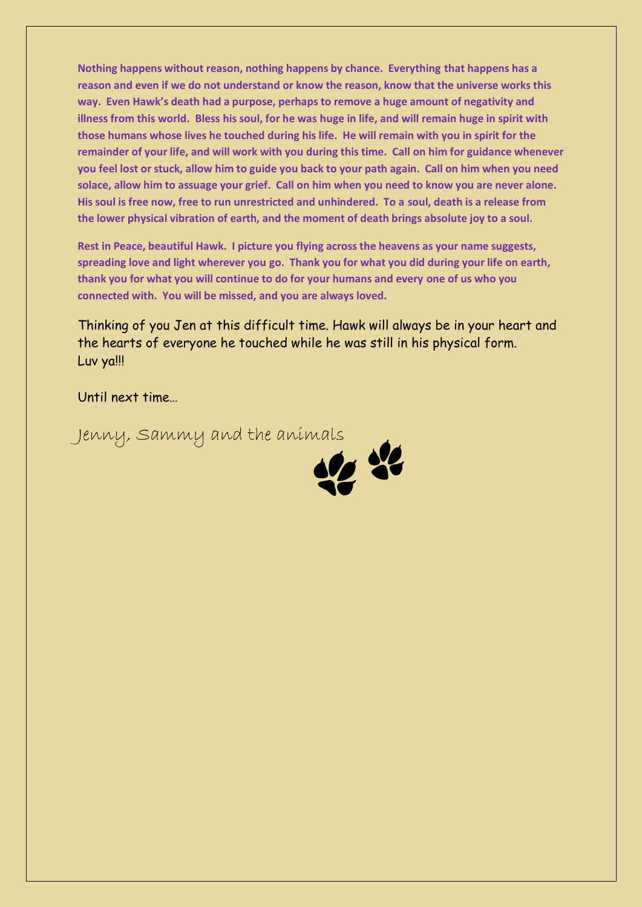**Nothing happens without reason, nothing happens by chance. Everything that happens has a reason and even if we do not understand or know the reason, know that the universe works this way. Even Hawk's death had a purpose, perhaps to remove a huge amount of negativity and illness from this world. Bless his soul, for he was huge in life, and will remain huge in spirit with those humans whose lives he touched during his life. He will remain with you in spirit for the remainder of your life, and will work with you during this time. Call on him for guidance whenever you feel lost or stuck, allow him to guide you back to your path again. Call on him when you need solace, allow him to assuage your grief. Call on him when you need to know you are never alone. His soul is free now, free to run unrestricted and unhindered. To a soul, death is a release from the lower physical vibration of earth, and the moment of death brings absolute joy to a soul.**

**Rest in Peace, beautiful Hawk. I picture you flying across the heavens as your name suggests, spreading love and light wherever you go. Thank you for what you did during your life on earth, thank you for what you will continue to do for your humans and every one of us who you connected with. You will be missed, and you are always loved.**

Thinking of you Jen at this difficult time. Hawk will always be in your heart and the hearts of everyone he touched while he was still in his physical form.
Luv ya!!!

Until next time…

Jenny, Sammy and the animals